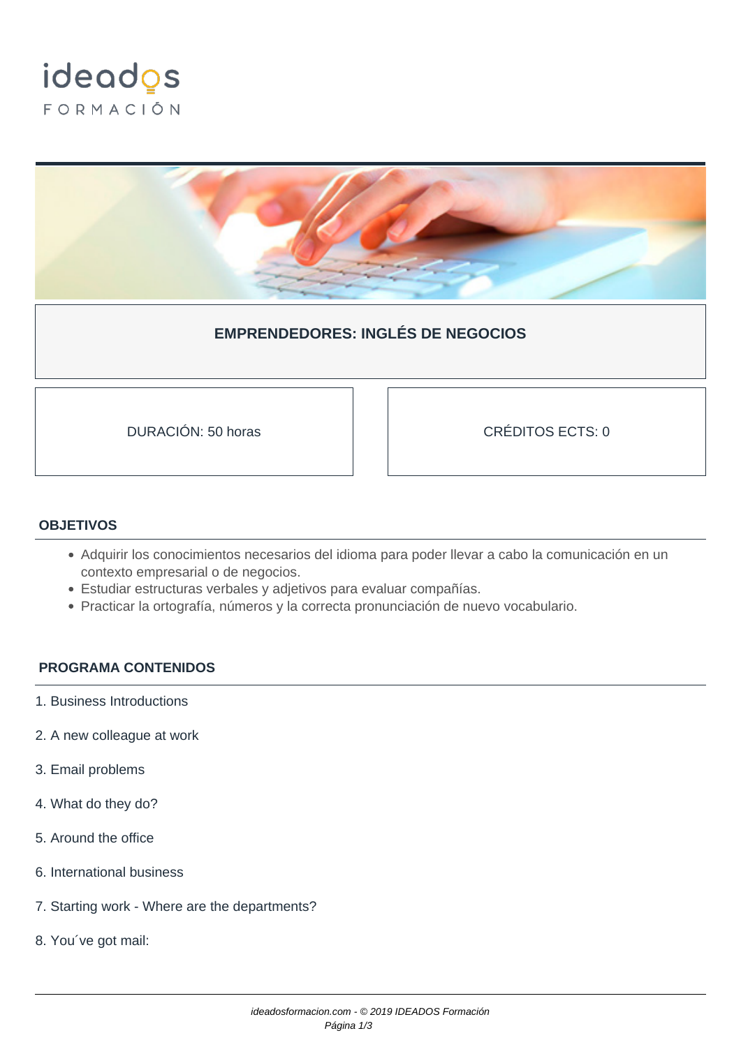ideados

FORMACIÓN

# EMPRENDEDORES: INGLÉS DE NEGOCIOS

| DURACIÓN: 50 horas | CRÉDITOS ECTS: 0 |
|---|---|

## OBJETIVOS

- Adquirir los conocimientos necesarios del idioma para poder llevar a cabo la comunicación en un contexto empresarial o de negocios.
- Estudiar estructuras verbales y adjetivos para evaluar compañías.
- Practicar la ortografía, números y la correcta pronunciación de nuevo vocabulario.

## PROGRAMA CONTENIDOS

1. Business Introductions

2. A new colleague at work

3. Email problems

4. What do they do?

5. Around the office

6. International business

7. Starting work - Where are the departments?

8. You´ve got mail: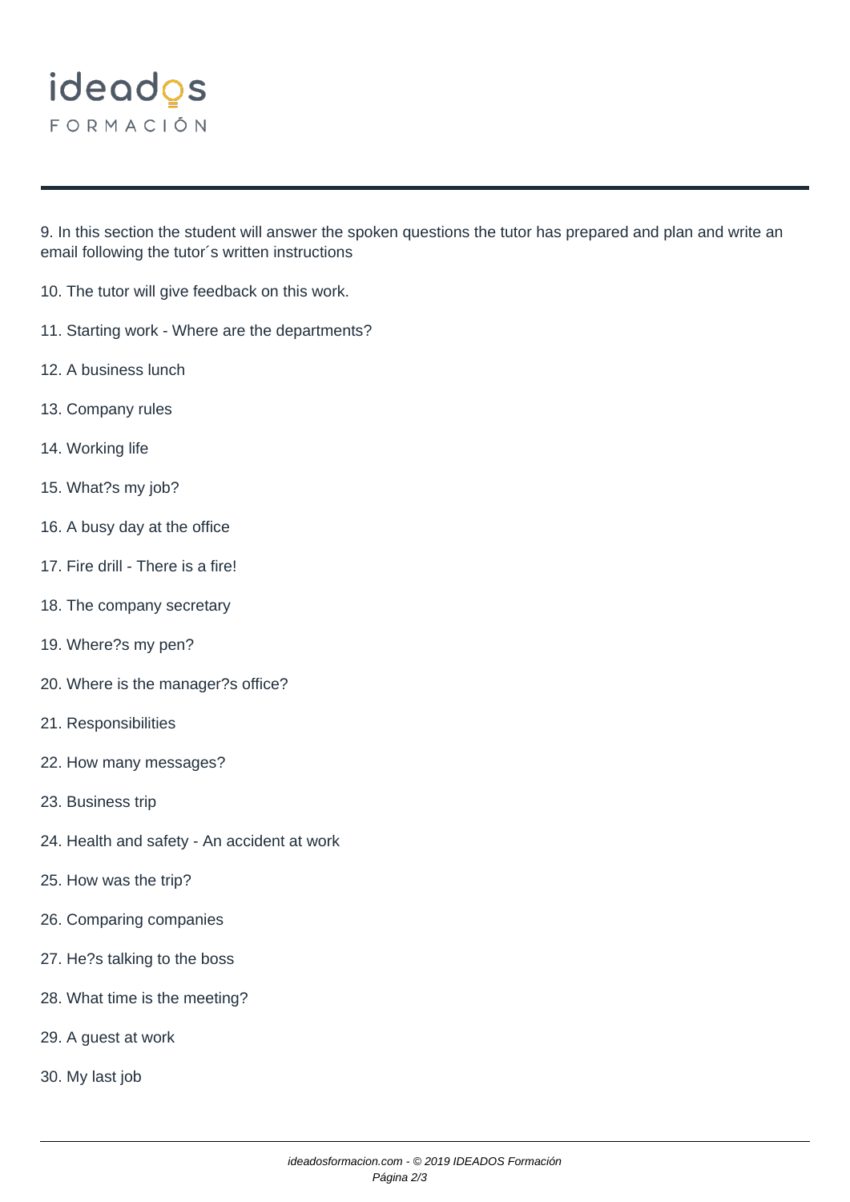9. In this section the student will answer the spoken questions the tutor has prepared and plan and write an email following the tutor´s written instructions

10. The tutor will give feedback on this work.

11. Starting work - Where are the departments?

12. A business lunch

13. Company rules

14. Working life

15. What?s my job?

16. A busy day at the office

17. Fire drill - There is a fire!

18. The company secretary

19. Where?s my pen?

20. Where is the manager?s office?

21. Responsibilities

22. How many messages?

23. Business trip

24. Health and safety - An accident at work

25. How was the trip?

26. Comparing companies

27. He?s talking to the boss

28. What time is the meeting?

29. A guest at work

30. My last job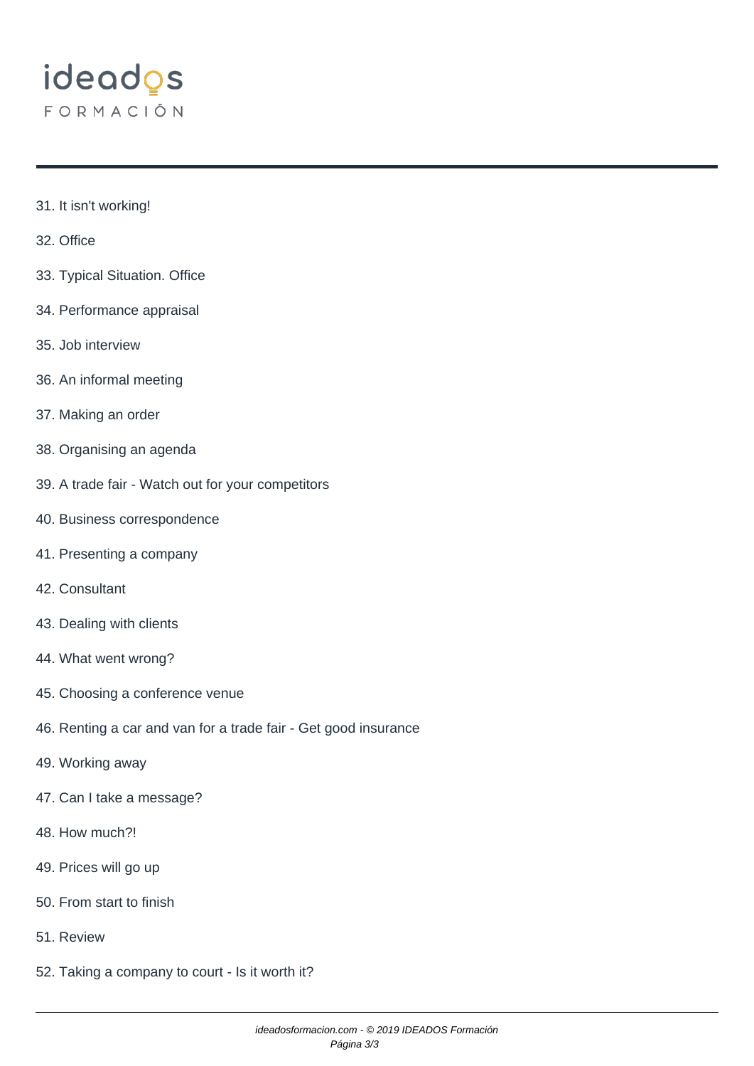31. It isn't working!

32. Office

33. Typical Situation. Office

34. Performance appraisal

35. Job interview

36. An informal meeting

37. Making an order

38. Organising an agenda

39. A trade fair - Watch out for your competitors

40. Business correspondence

41. Presenting a company

42. Consultant

43. Dealing with clients

44. What went wrong?

45. Choosing a conference venue

46. Renting a car and van for a trade fair - Get good insurance

49. Working away

47. Can I take a message?

48. How much?!

49. Prices will go up

50. From start to finish

51. Review

52. Taking a company to court - Is it worth it?